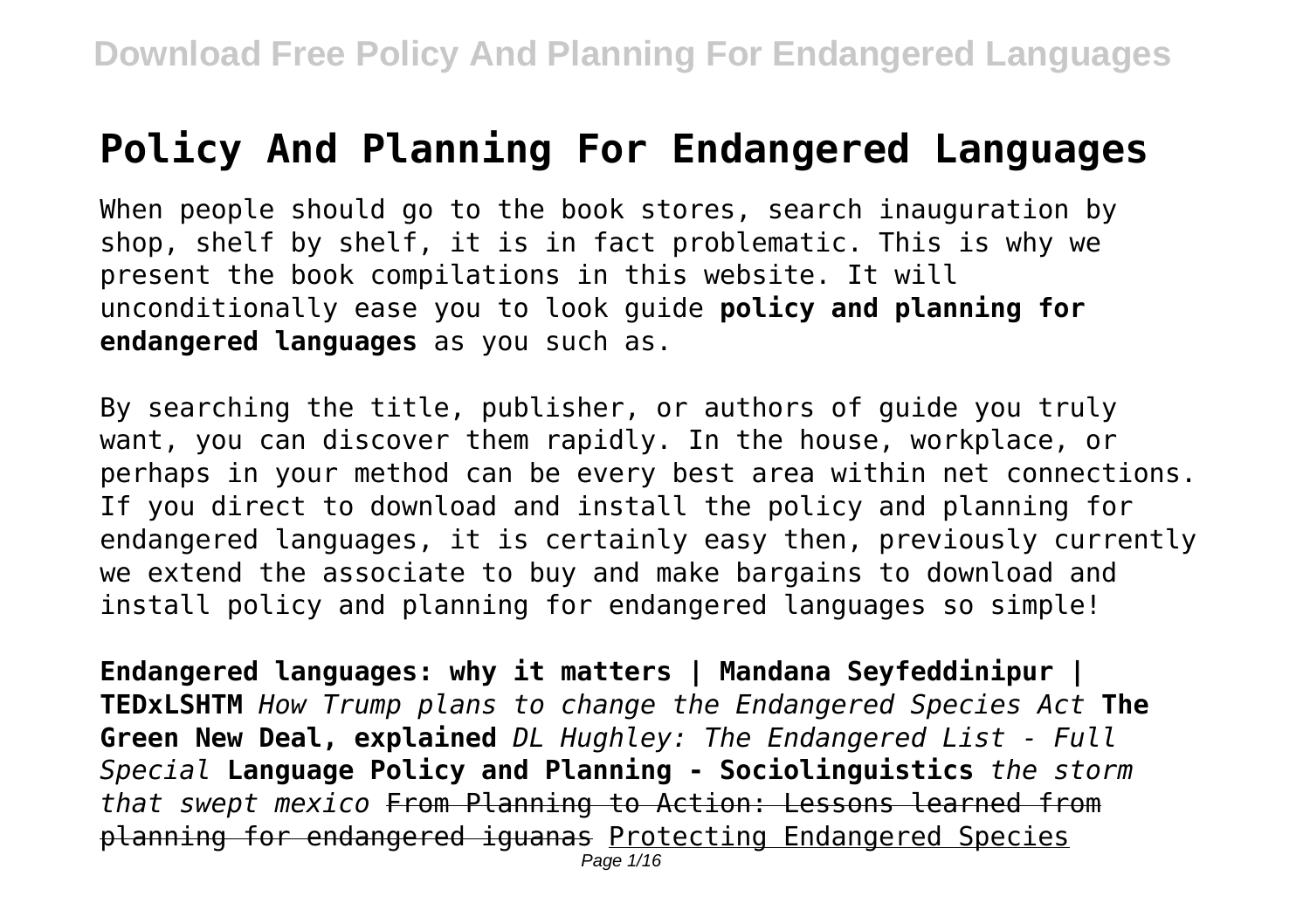# Policy And Planning For Endangered Languages

When people should go to the book stores, search inauguration by shop, shelf by shelf, it is in fact problematic. This is why we present the book compilations in this website. It will unconditionally ease you to look guide **policy and planning for endangered languages** as you such as.

By searching the title, publisher, or authors of guide you truly want, you can discover them rapidly. In the house, workplace, or perhaps in your method can be every best area within net connections. If you direct to download and install the policy and planning for endangered languages, it is certainly easy then, previously currently we extend the associate to buy and make bargains to download and install policy and planning for endangered languages so simple!

**Endangered languages: why it matters | Mandana Seyfeddinipur | TEDxLSHTM** *How Trump plans to change the Endangered Species Act* **The Green New Deal, explained** *DL Hughley: The Endangered List - Full Special* **Language Policy and Planning - Sociolinguistics** *the storm that swept mexico* From Planning to Action: Lessons learned from planning for endangered iguanas Protecting Endangered Species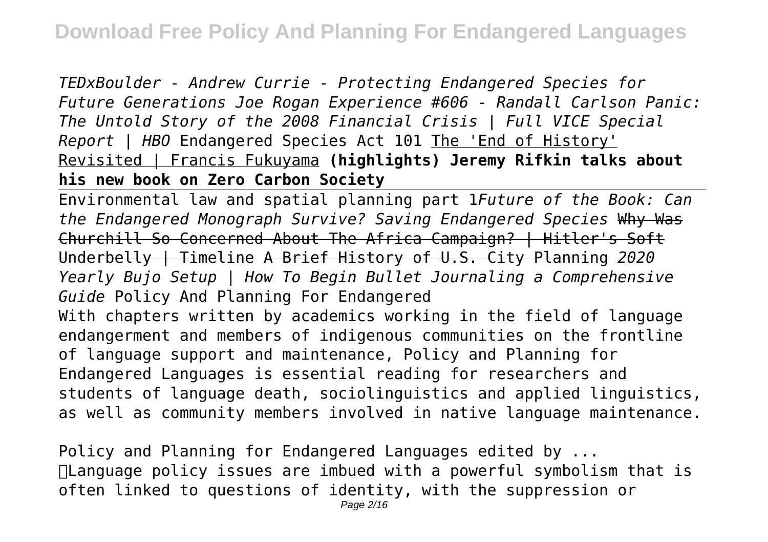*TEDxBoulder - Andrew Currie - Protecting Endangered Species for Future Generations Joe Rogan Experience #606 - Randall Carlson Panic: The Untold Story of the 2008 Financial Crisis | Full VICE Special Report | HBO* Endangered Species Act 101 The 'End of History' Revisited | Francis Fukuyama **(highlights) Jeremy Rifkin talks about his new book on Zero Carbon Society**

Environmental law and spatial planning part 1*Future of the Book: Can the Endangered Monograph Survive? Saving Endangered Species* ~~Why Was Churchill So Concerned About The Africa Campaign? | Hitler's Soft Underbelly | Timeline~~ ~~A Brief History of U.S. City Planning~~ *2020 Yearly Bujo Setup | How To Begin Bullet Journaling a Comprehensive Guide* Policy And Planning For Endangered

With chapters written by academics working in the field of language endangerment and members of indigenous communities on the frontline of language support and maintenance, Policy and Planning for Endangered Languages is essential reading for researchers and students of language death, sociolinguistics and applied linguistics, as well as community members involved in native language maintenance.

Policy and Planning for Endangered Languages edited by ...

Language policy issues are imbued with a powerful symbolism that is often linked to questions of identity, with the suppression or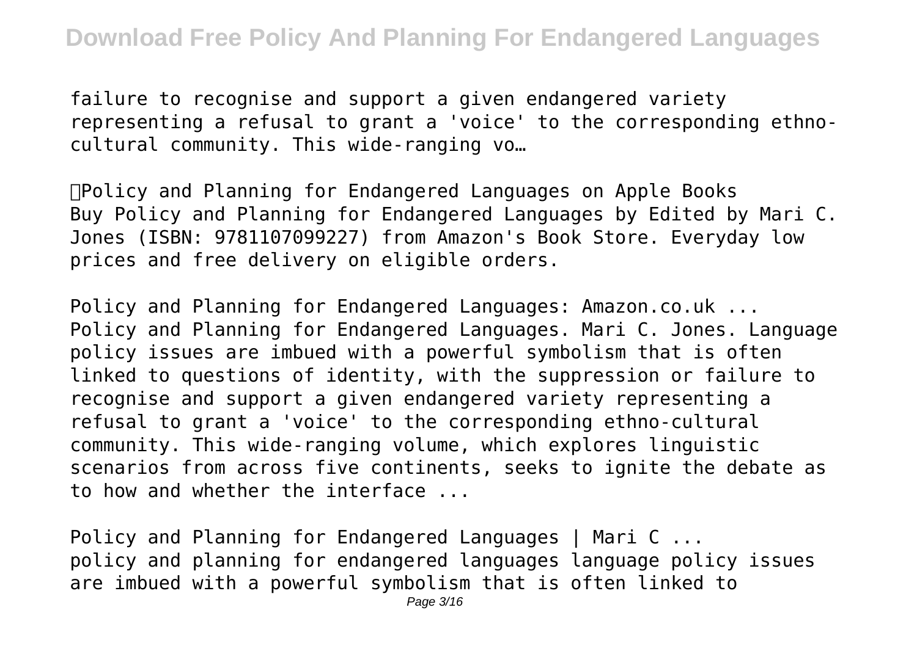failure to recognise and support a given endangered variety representing a refusal to grant a 'voice' to the corresponding ethno-cultural community. This wide-ranging vo…

Policy and Planning for Endangered Languages on Apple Books
Buy Policy and Planning for Endangered Languages by Edited by Mari C. Jones (ISBN: 9781107099227) from Amazon's Book Store. Everyday low prices and free delivery on eligible orders.

Policy and Planning for Endangered Languages: Amazon.co.uk ...
Policy and Planning for Endangered Languages. Mari C. Jones. Language policy issues are imbued with a powerful symbolism that is often linked to questions of identity, with the suppression or failure to recognise and support a given endangered variety representing a refusal to grant a 'voice' to the corresponding ethno-cultural community. This wide-ranging volume, which explores linguistic scenarios from across five continents, seeks to ignite the debate as to how and whether the interface ...

Policy and Planning for Endangered Languages | Mari C ...
policy and planning for endangered languages language policy issues are imbued with a powerful symbolism that is often linked to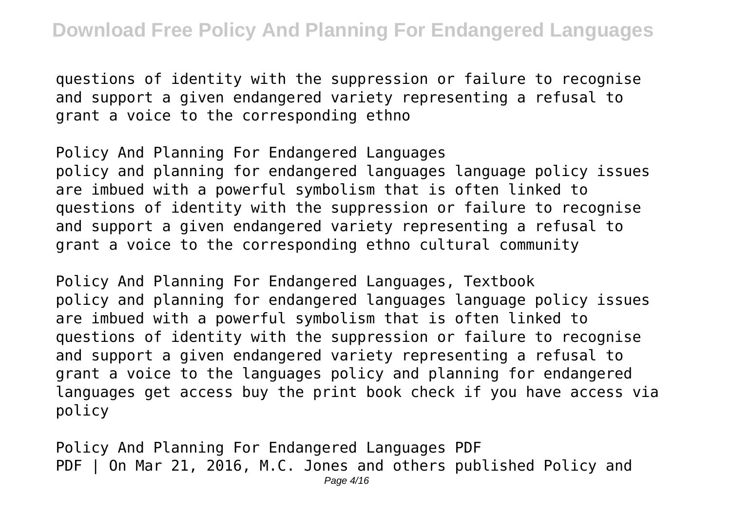questions of identity with the suppression or failure to recognise and support a given endangered variety representing a refusal to grant a voice to the corresponding ethno

Policy And Planning For Endangered Languages
policy and planning for endangered languages language policy issues are imbued with a powerful symbolism that is often linked to questions of identity with the suppression or failure to recognise and support a given endangered variety representing a refusal to grant a voice to the corresponding ethno cultural community

Policy And Planning For Endangered Languages, Textbook
policy and planning for endangered languages language policy issues are imbued with a powerful symbolism that is often linked to questions of identity with the suppression or failure to recognise and support a given endangered variety representing a refusal to grant a voice to the languages policy and planning for endangered languages get access buy the print book check if you have access via policy

Policy And Planning For Endangered Languages PDF
PDF | On Mar 21, 2016, M.C. Jones and others published Policy and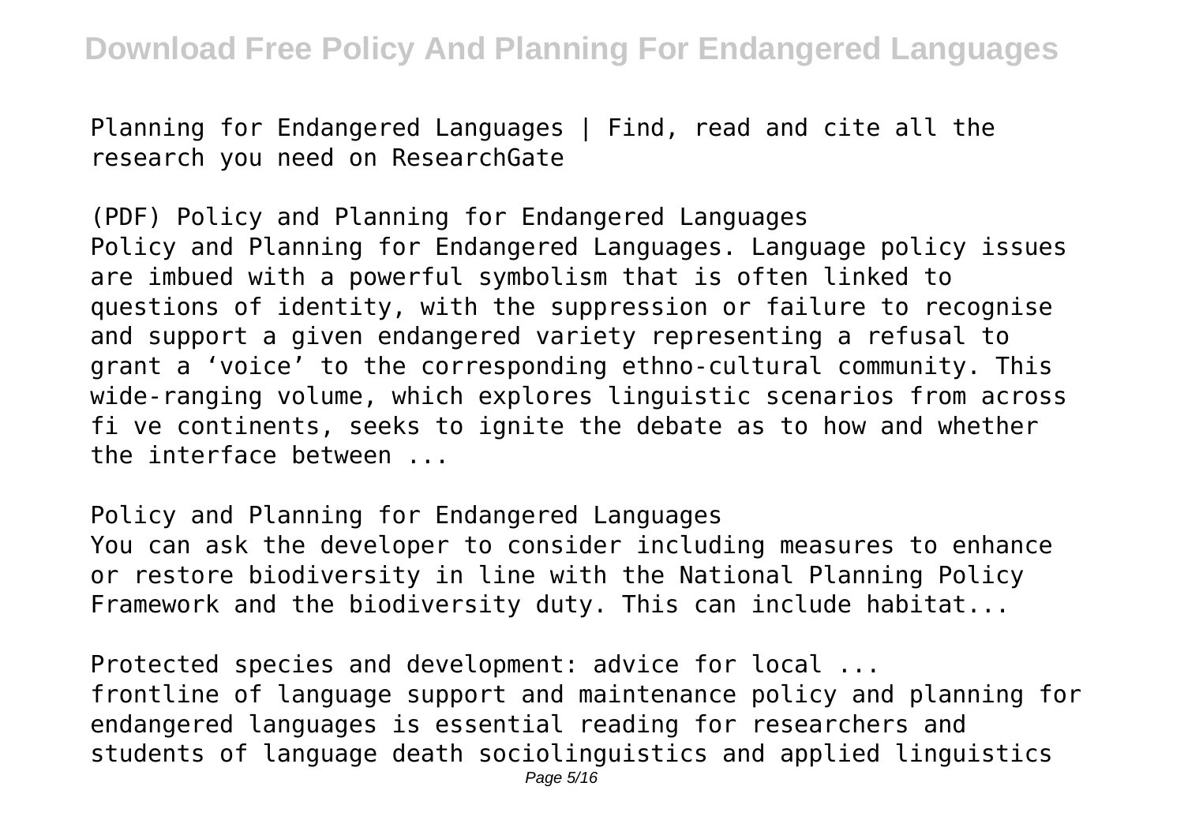Planning for Endangered Languages | Find, read and cite all the research you need on ResearchGate

(PDF) Policy and Planning for Endangered Languages
Policy and Planning for Endangered Languages. Language policy issues are imbued with a powerful symbolism that is often linked to questions of identity, with the suppression or failure to recognise and support a given endangered variety representing a refusal to grant a 'voice' to the corresponding ethno-cultural community. This wide-ranging volume, which explores linguistic scenarios from across fi ve continents, seeks to ignite the debate as to how and whether the interface between ...

Policy and Planning for Endangered Languages
You can ask the developer to consider including measures to enhance or restore biodiversity in line with the National Planning Policy Framework and the biodiversity duty. This can include habitat...

Protected species and development: advice for local ...
frontline of language support and maintenance policy and planning for endangered languages is essential reading for researchers and students of language death sociolinguistics and applied linguistics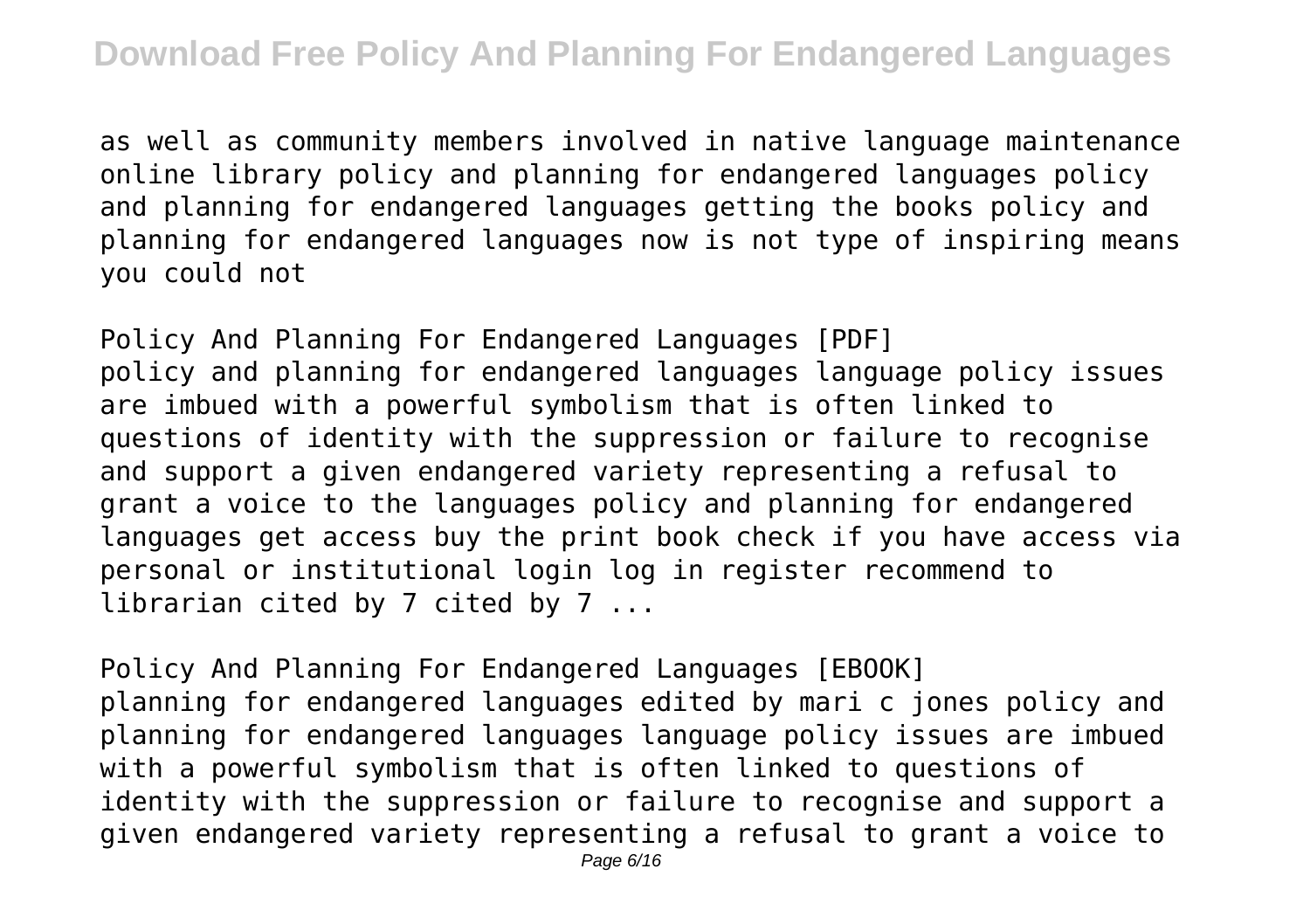as well as community members involved in native language maintenance online library policy and planning for endangered languages policy and planning for endangered languages getting the books policy and planning for endangered languages now is not type of inspiring means you could not

Policy And Planning For Endangered Languages [PDF]
policy and planning for endangered languages language policy issues are imbued with a powerful symbolism that is often linked to questions of identity with the suppression or failure to recognise and support a given endangered variety representing a refusal to grant a voice to the languages policy and planning for endangered languages get access buy the print book check if you have access via personal or institutional login log in register recommend to librarian cited by 7 cited by 7 ...

Policy And Planning For Endangered Languages [EBOOK]
planning for endangered languages edited by mari c jones policy and planning for endangered languages language policy issues are imbued with a powerful symbolism that is often linked to questions of identity with the suppression or failure to recognise and support a given endangered variety representing a refusal to grant a voice to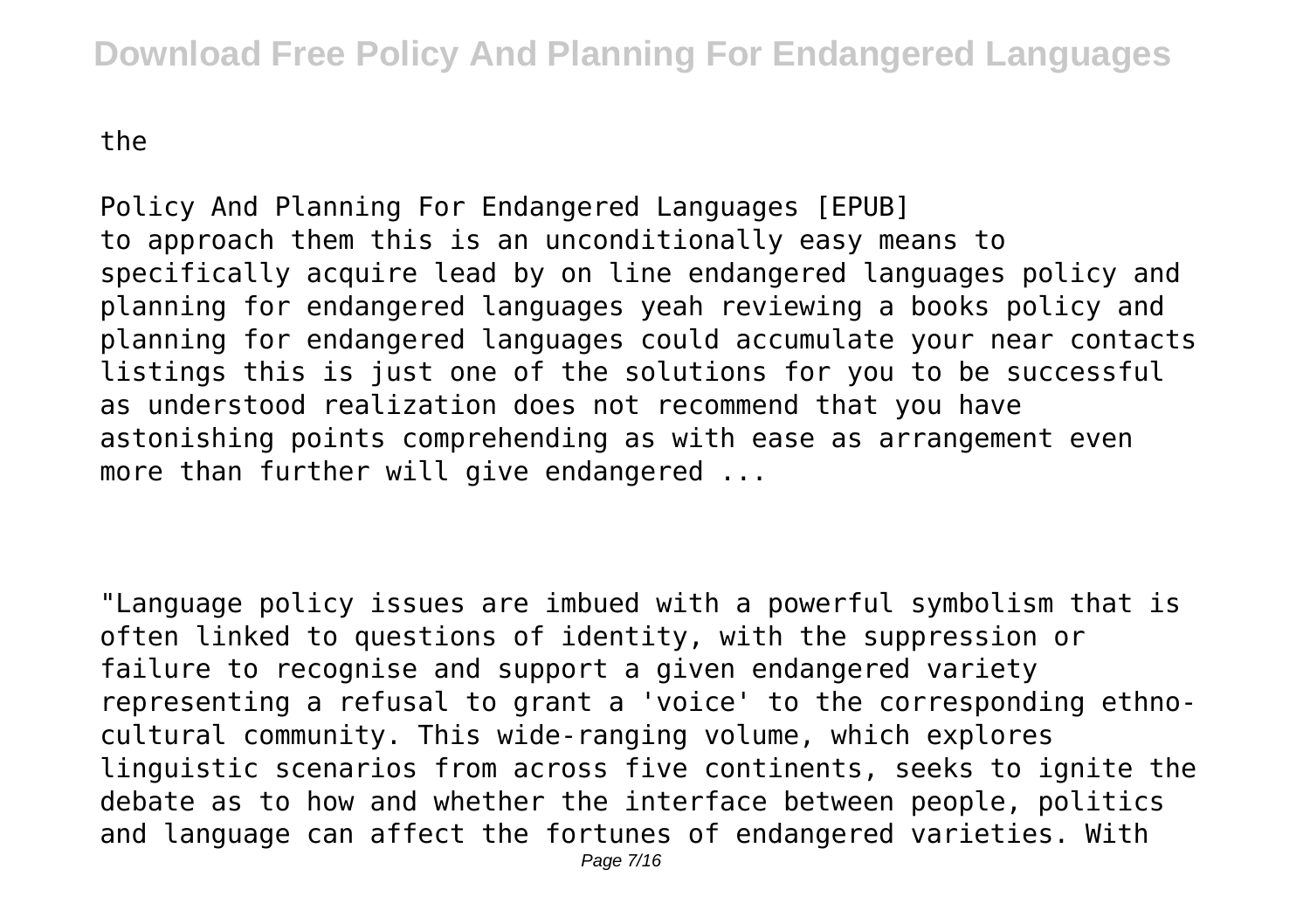the

Policy And Planning For Endangered Languages [EPUB]
to approach them this is an unconditionally easy means to specifically acquire lead by on line endangered languages policy and planning for endangered languages yeah reviewing a books policy and planning for endangered languages could accumulate your near contacts listings this is just one of the solutions for you to be successful as understood realization does not recommend that you have astonishing points comprehending as with ease as arrangement even more than further will give endangered ...

"Language policy issues are imbued with a powerful symbolism that is often linked to questions of identity, with the suppression or failure to recognise and support a given endangered variety representing a refusal to grant a 'voice' to the corresponding ethno-cultural community. This wide-ranging volume, which explores linguistic scenarios from across five continents, seeks to ignite the debate as to how and whether the interface between people, politics and language can affect the fortunes of endangered varieties. With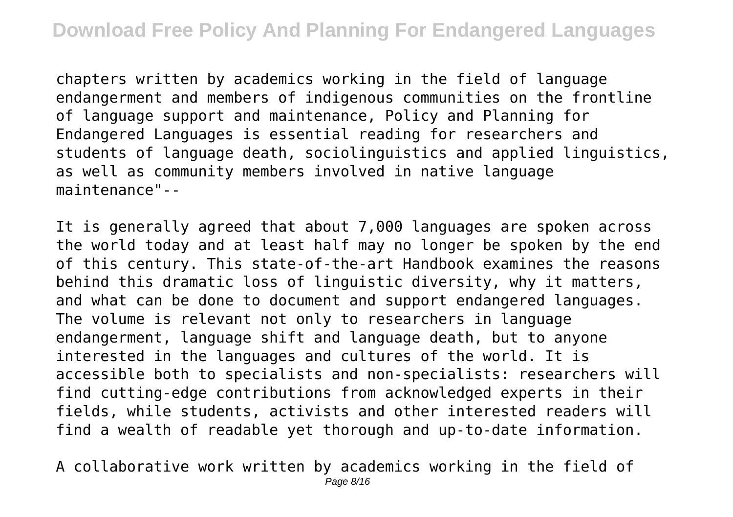chapters written by academics working in the field of language endangerment and members of indigenous communities on the frontline of language support and maintenance, Policy and Planning for Endangered Languages is essential reading for researchers and students of language death, sociolinguistics and applied linguistics, as well as community members involved in native language maintenance"--

It is generally agreed that about 7,000 languages are spoken across the world today and at least half may no longer be spoken by the end of this century. This state-of-the-art Handbook examines the reasons behind this dramatic loss of linguistic diversity, why it matters, and what can be done to document and support endangered languages. The volume is relevant not only to researchers in language endangerment, language shift and language death, but to anyone interested in the languages and cultures of the world. It is accessible both to specialists and non-specialists: researchers will find cutting-edge contributions from acknowledged experts in their fields, while students, activists and other interested readers will find a wealth of readable yet thorough and up-to-date information.

A collaborative work written by academics working in the field of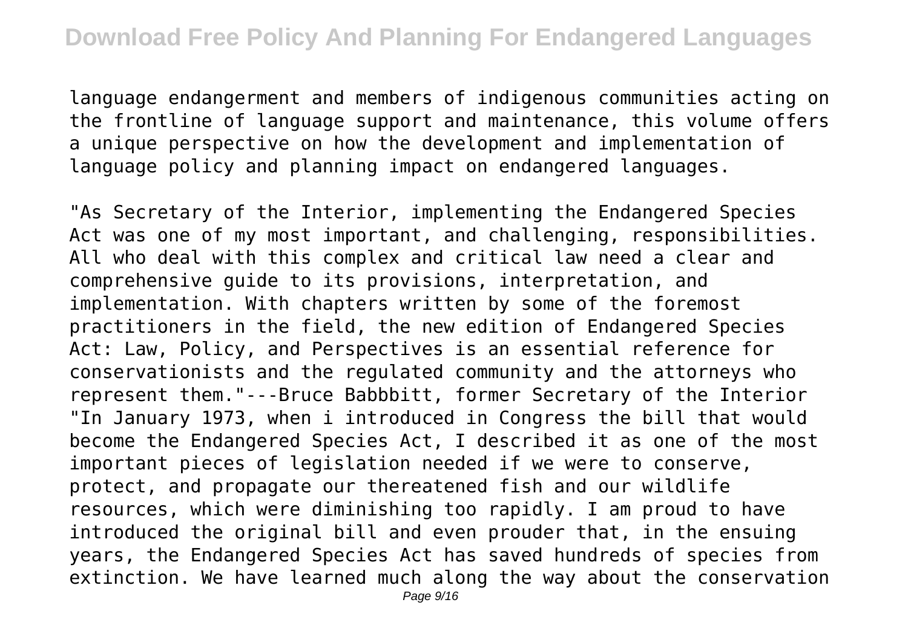language endangerment and members of indigenous communities acting on the frontline of language support and maintenance, this volume offers a unique perspective on how the development and implementation of language policy and planning impact on endangered languages.

"As Secretary of the Interior, implementing the Endangered Species Act was one of my most important, and challenging, responsibilities. All who deal with this complex and critical law need a clear and comprehensive guide to its provisions, interpretation, and implementation. With chapters written by some of the foremost practitioners in the field, the new edition of Endangered Species Act: Law, Policy, and Perspectives is an essential reference for conservationists and the regulated community and the attorneys who represent them."---Bruce Babbbitt, former Secretary of the Interior "In January 1973, when i introduced in Congress the bill that would become the Endangered Species Act, I described it as one of the most important pieces of legislation needed if we were to conserve, protect, and propagate our thereatened fish and our wildlife resources, which were diminishing too rapidly. I am proud to have introduced the original bill and even prouder that, in the ensuing years, the Endangered Species Act has saved hundreds of species from extinction. We have learned much along the way about the conservation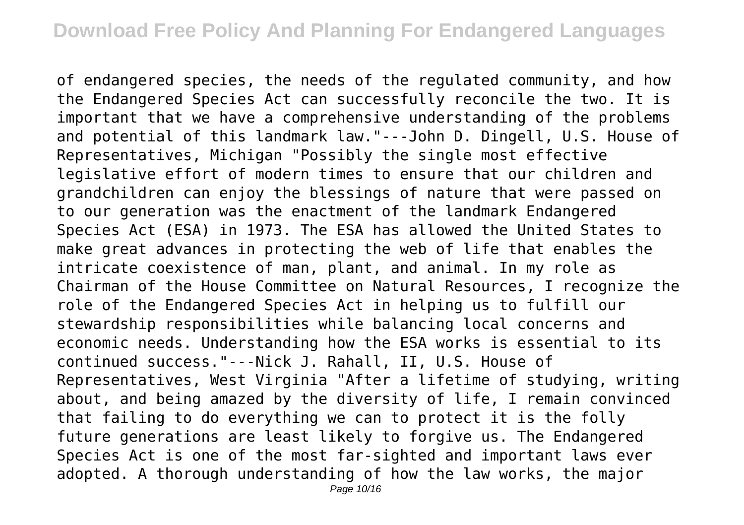of endangered species, the needs of the regulated community, and how the Endangered Species Act can successfully reconcile the two. It is important that we have a comprehensive understanding of the problems and potential of this landmark law."---John D. Dingell, U.S. House of Representatives, Michigan "Possibly the single most effective legislative effort of modern times to ensure that our children and grandchildren can enjoy the blessings of nature that were passed on to our generation was the enactment of the landmark Endangered Species Act (ESA) in 1973. The ESA has allowed the United States to make great advances in protecting the web of life that enables the intricate coexistence of man, plant, and animal. In my role as Chairman of the House Committee on Natural Resources, I recognize the role of the Endangered Species Act in helping us to fulfill our stewardship responsibilities while balancing local concerns and economic needs. Understanding how the ESA works is essential to its continued success."---Nick J. Rahall, II, U.S. House of Representatives, West Virginia "After a lifetime of studying, writing about, and being amazed by the diversity of life, I remain convinced that failing to do everything we can to protect it is the folly future generations are least likely to forgive us. The Endangered Species Act is one of the most far-sighted and important laws ever adopted. A thorough understanding of how the law works, the major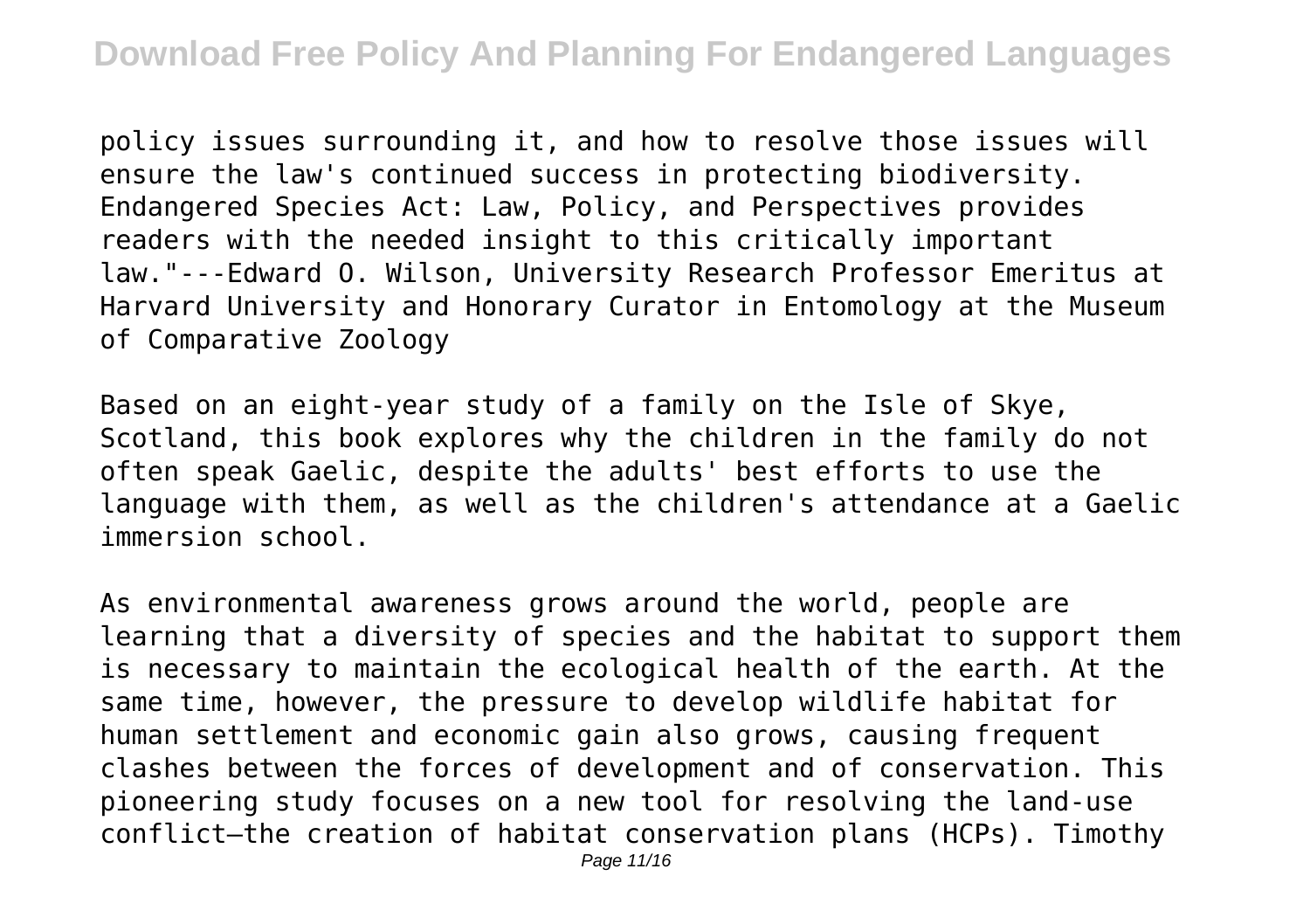policy issues surrounding it, and how to resolve those issues will ensure the law's continued success in protecting biodiversity. Endangered Species Act: Law, Policy, and Perspectives provides readers with the needed insight to this critically important law."---Edward O. Wilson, University Research Professor Emeritus at Harvard University and Honorary Curator in Entomology at the Museum of Comparative Zoology

Based on an eight-year study of a family on the Isle of Skye, Scotland, this book explores why the children in the family do not often speak Gaelic, despite the adults' best efforts to use the language with them, as well as the children's attendance at a Gaelic immersion school.

As environmental awareness grows around the world, people are learning that a diversity of species and the habitat to support them is necessary to maintain the ecological health of the earth. At the same time, however, the pressure to develop wildlife habitat for human settlement and economic gain also grows, causing frequent clashes between the forces of development and of conservation. This pioneering study focuses on a new tool for resolving the land-use conflict—the creation of habitat conservation plans (HCPs). Timothy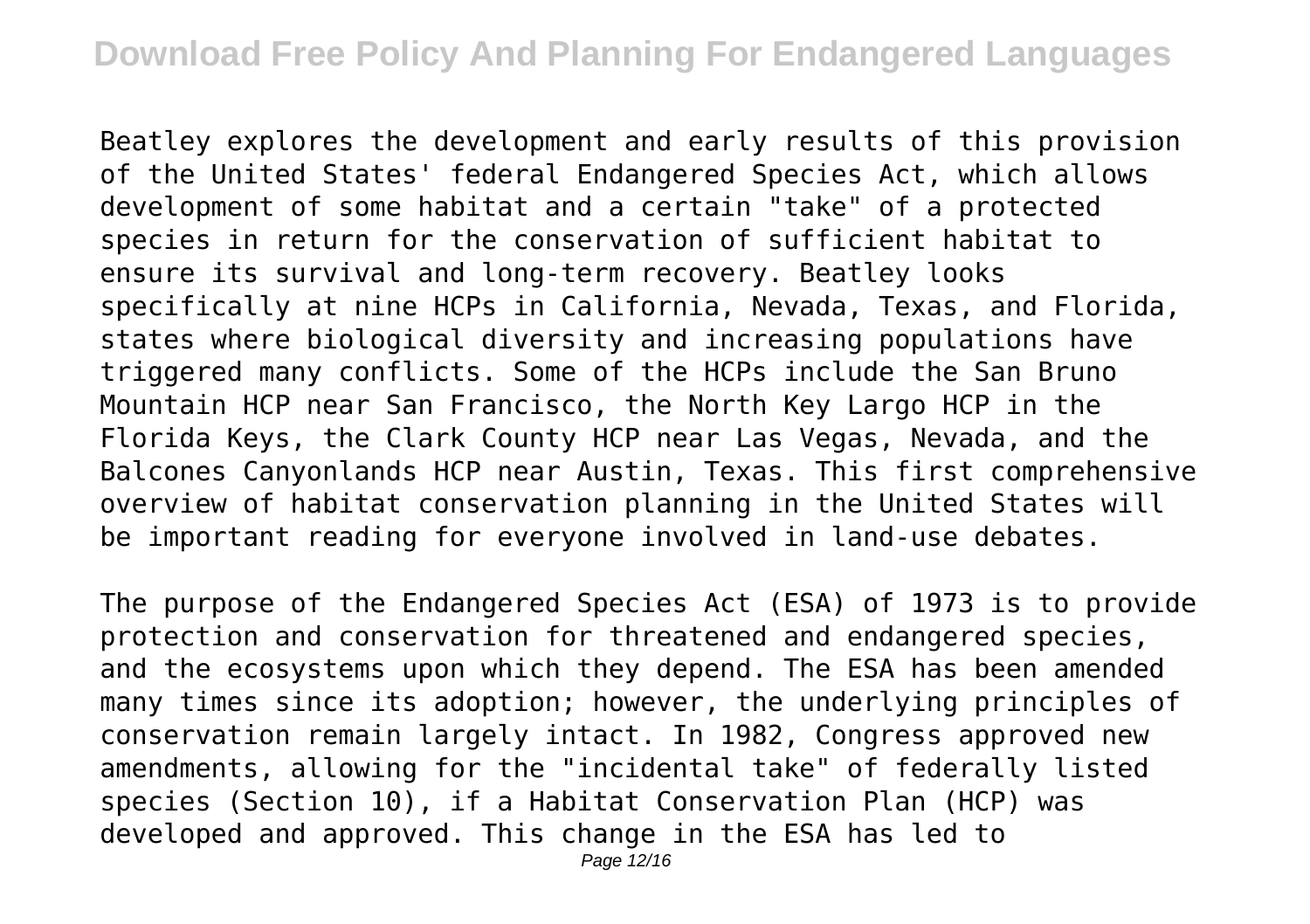Beatley explores the development and early results of this provision of the United States' federal Endangered Species Act, which allows development of some habitat and a certain "take" of a protected species in return for the conservation of sufficient habitat to ensure its survival and long-term recovery. Beatley looks specifically at nine HCPs in California, Nevada, Texas, and Florida, states where biological diversity and increasing populations have triggered many conflicts. Some of the HCPs include the San Bruno Mountain HCP near San Francisco, the North Key Largo HCP in the Florida Keys, the Clark County HCP near Las Vegas, Nevada, and the Balcones Canyonlands HCP near Austin, Texas. This first comprehensive overview of habitat conservation planning in the United States will be important reading for everyone involved in land-use debates.

The purpose of the Endangered Species Act (ESA) of 1973 is to provide protection and conservation for threatened and endangered species, and the ecosystems upon which they depend. The ESA has been amended many times since its adoption; however, the underlying principles of conservation remain largely intact. In 1982, Congress approved new amendments, allowing for the "incidental take" of federally listed species (Section 10), if a Habitat Conservation Plan (HCP) was developed and approved. This change in the ESA has led to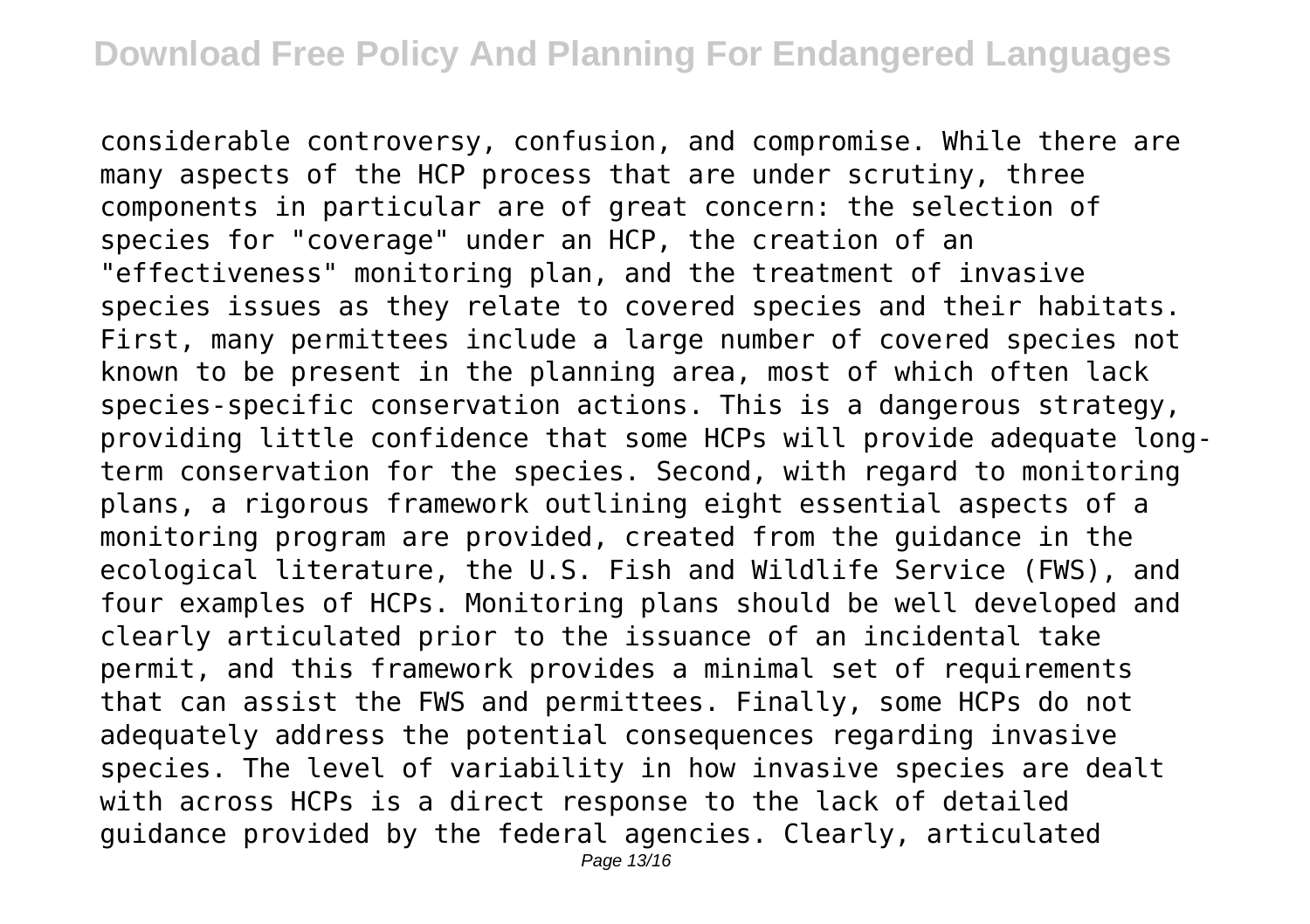considerable controversy, confusion, and compromise. While there are many aspects of the HCP process that are under scrutiny, three components in particular are of great concern: the selection of species for "coverage" under an HCP, the creation of an "effectiveness" monitoring plan, and the treatment of invasive species issues as they relate to covered species and their habitats. First, many permittees include a large number of covered species not known to be present in the planning area, most of which often lack species-specific conservation actions. This is a dangerous strategy, providing little confidence that some HCPs will provide adequate long-term conservation for the species. Second, with regard to monitoring plans, a rigorous framework outlining eight essential aspects of a monitoring program are provided, created from the guidance in the ecological literature, the U.S. Fish and Wildlife Service (FWS), and four examples of HCPs. Monitoring plans should be well developed and clearly articulated prior to the issuance of an incidental take permit, and this framework provides a minimal set of requirements that can assist the FWS and permittees. Finally, some HCPs do not adequately address the potential consequences regarding invasive species. The level of variability in how invasive species are dealt with across HCPs is a direct response to the lack of detailed guidance provided by the federal agencies. Clearly, articulated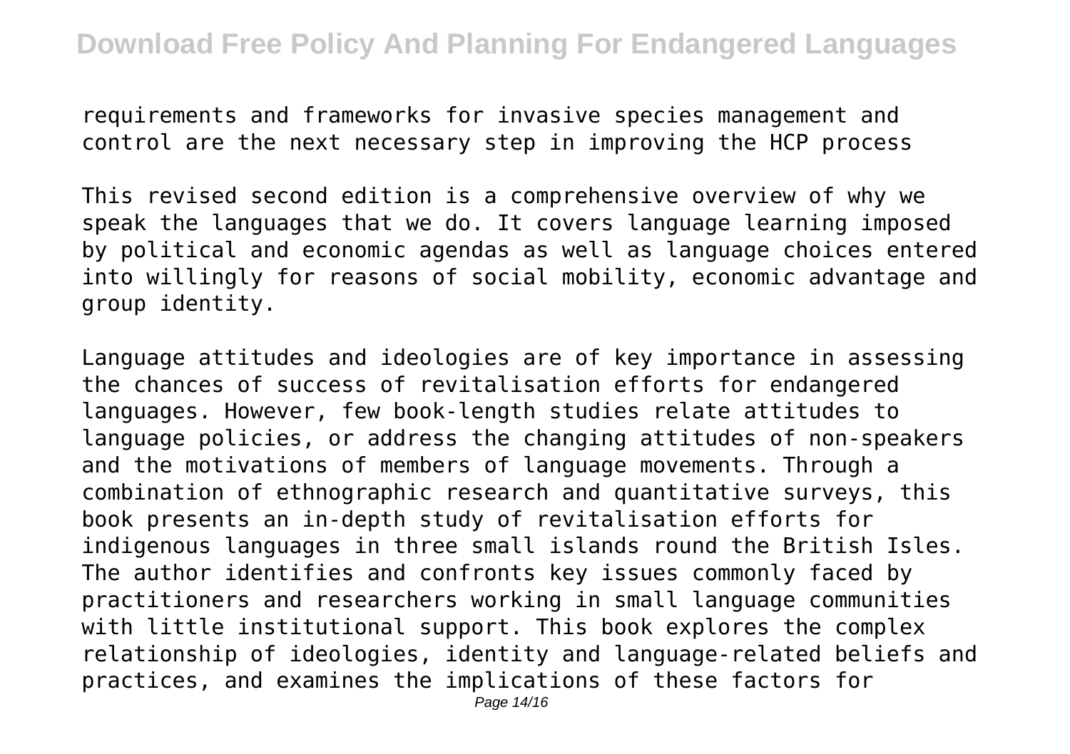requirements and frameworks for invasive species management and control are the next necessary step in improving the HCP process

This revised second edition is a comprehensive overview of why we speak the languages that we do. It covers language learning imposed by political and economic agendas as well as language choices entered into willingly for reasons of social mobility, economic advantage and group identity.

Language attitudes and ideologies are of key importance in assessing the chances of success of revitalisation efforts for endangered languages. However, few book-length studies relate attitudes to language policies, or address the changing attitudes of non-speakers and the motivations of members of language movements. Through a combination of ethnographic research and quantitative surveys, this book presents an in-depth study of revitalisation efforts for indigenous languages in three small islands round the British Isles. The author identifies and confronts key issues commonly faced by practitioners and researchers working in small language communities with little institutional support. This book explores the complex relationship of ideologies, identity and language-related beliefs and practices, and examines the implications of these factors for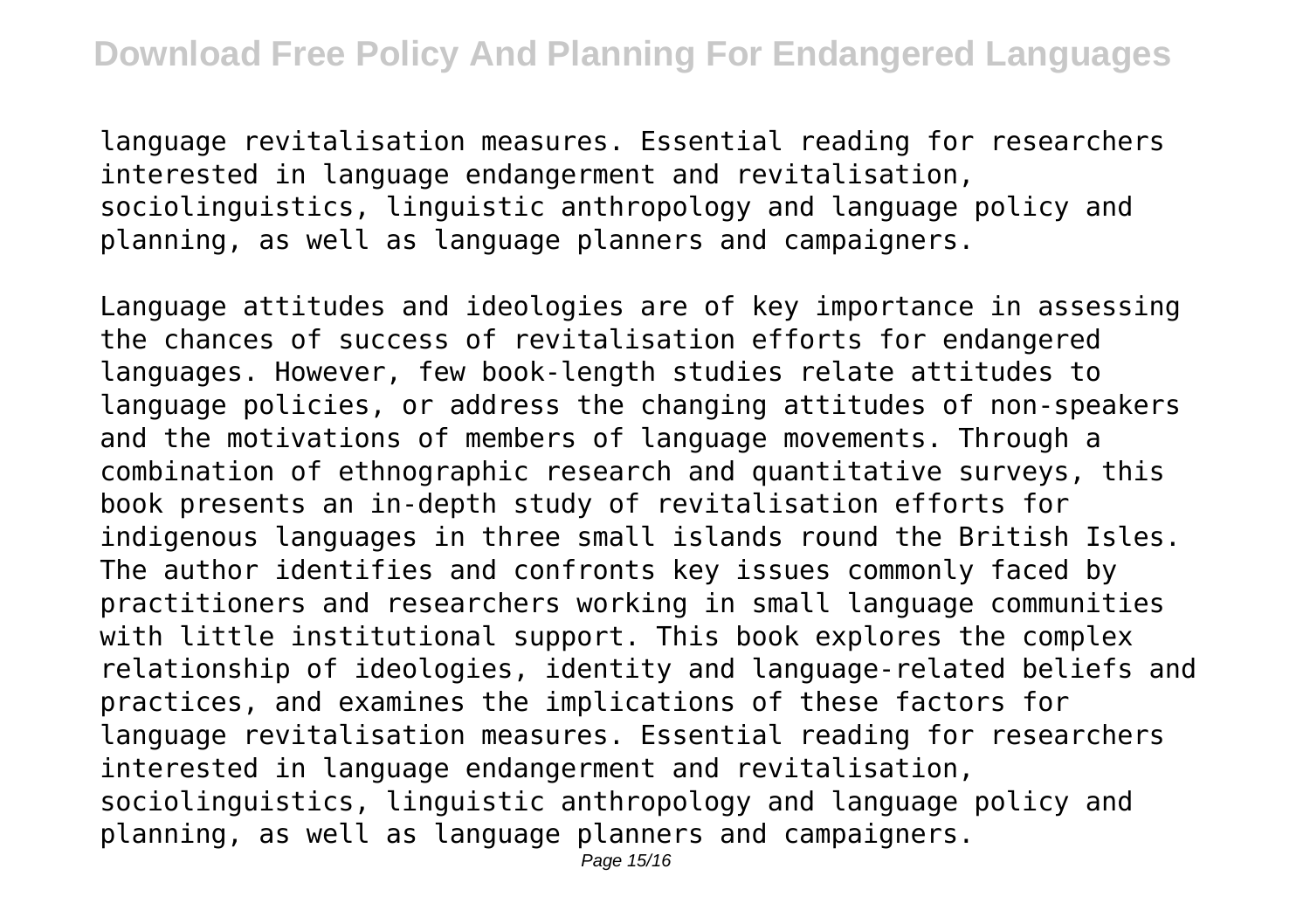language revitalisation measures. Essential reading for researchers interested in language endangerment and revitalisation, sociolinguistics, linguistic anthropology and language policy and planning, as well as language planners and campaigners.

Language attitudes and ideologies are of key importance in assessing the chances of success of revitalisation efforts for endangered languages. However, few book-length studies relate attitudes to language policies, or address the changing attitudes of non-speakers and the motivations of members of language movements. Through a combination of ethnographic research and quantitative surveys, this book presents an in-depth study of revitalisation efforts for indigenous languages in three small islands round the British Isles. The author identifies and confronts key issues commonly faced by practitioners and researchers working in small language communities with little institutional support. This book explores the complex relationship of ideologies, identity and language-related beliefs and practices, and examines the implications of these factors for language revitalisation measures. Essential reading for researchers interested in language endangerment and revitalisation, sociolinguistics, linguistic anthropology and language policy and planning, as well as language planners and campaigners.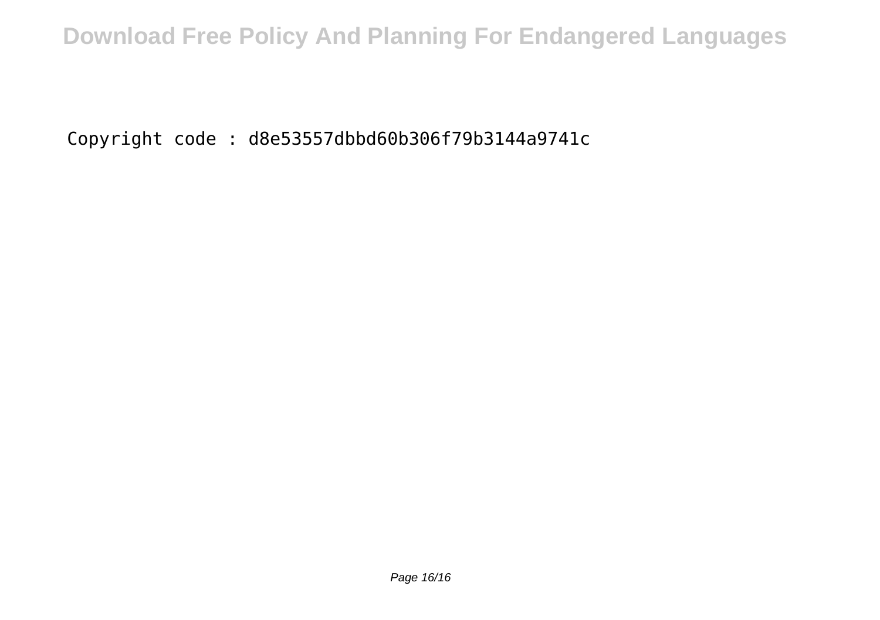Copyright code : d8e53557dbbd60b306f79b3144a9741c